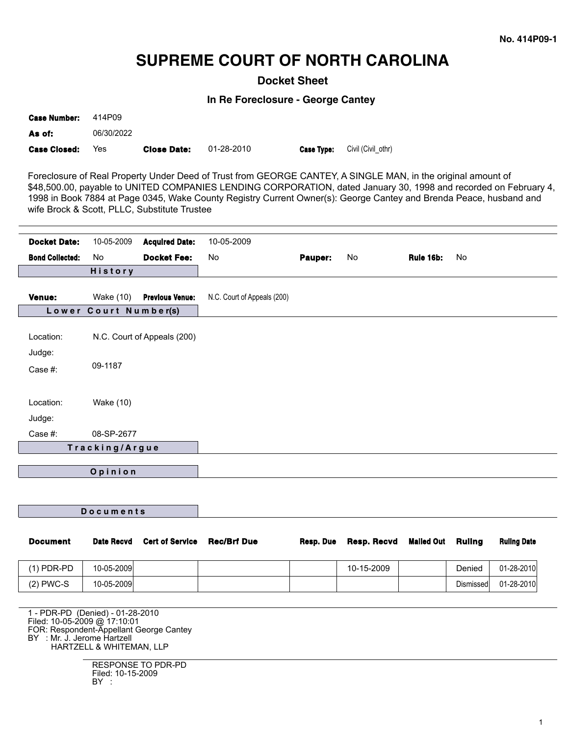No. 414P09-1

# SUPREME COURT OF NORTH CAROLINA

## Docket Sheet

### In Re Foreclosure - George Cantey

**Case Number:** 414P09
**As of:** 06/30/2022
**Case Closed:** Yes **Close Date:** 01-28-2010 **Case Type:** Civil (Civil_othr)

Foreclosure of Real Property Under Deed of Trust from GEORGE CANTEY, A SINGLE MAN, in the original amount of $48,500.00, payable to UNITED COMPANIES LENDING CORPORATION, dated January 30, 1998 and recorded on February 4, 1998 in Book 7884 at Page 0345, Wake County Registry Current Owner(s): George Cantey and Brenda Peace, husband and wife Brock & Scott, PLLC, Substitute Trustee

---

**Docket Date:** 10-05-2009 **Acquired Date:** 10-05-2009
**Bond Collected:** No **Docket Fee:** No **Pauper:** No **Rule 16b:** No

**History**

**Venue:** Wake (10) **Previous Venue:** N.C. Court of Appeals (200)

**Lower Court Number(s)**

Location: N.C. Court of Appeals (200)
Judge:
Case #: 09-1187

Location: Wake (10)
Judge:
Case #: 08-SP-2677

**Tracking/Argue**

**Opinion**

**Documents**

| Document | Date Recvd | Cert of Service | Rec/Brf Due | Resp. Due | Resp. Recvd | Mailed Out | Ruling | Ruling Date |
|---|---|---|---|---|---|---|---|---|
| (1) PDR-PD | 10-05-2009 | | | | 10-15-2009 | | Denied | 01-28-2010 |
| (2) PWC-S | 10-05-2009 | | | | | | Dismissed | 01-28-2010 |

1 - PDR-PD (Denied) - 01-28-2010
Filed: 10-05-2009 @ 17:10:01
FOR: Respondent-Appellant George Cantey
BY : Mr. J. Jerome Hartzell
HARTZELL & WHITEMAN, LLP

RESPONSE TO PDR-PD
Filed: 10-15-2009
BY :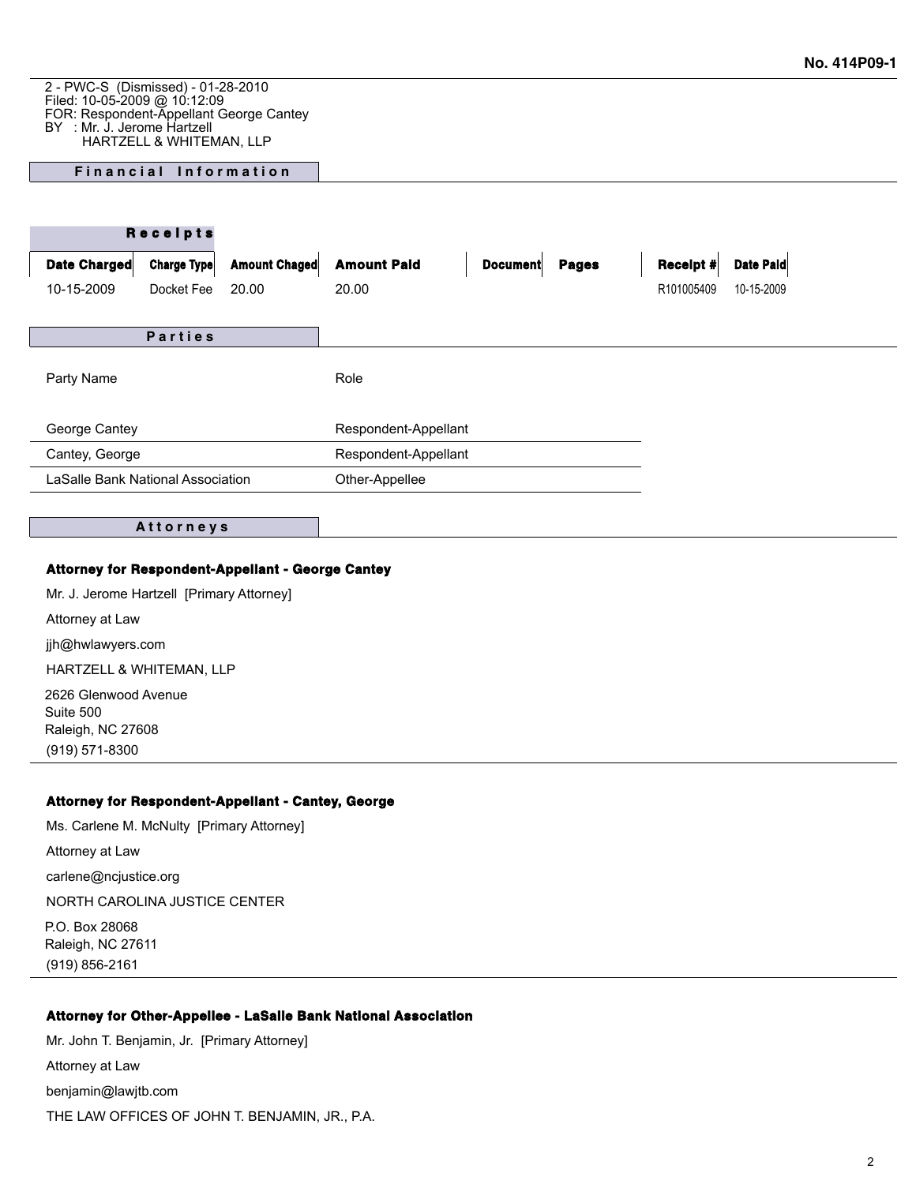2 - PWC-S (Dismissed) - 01-28-2010
Filed: 10-05-2009 @ 10:12:09
FOR: Respondent-Appellant George Cantey
BY : Mr. J. Jerome Hartzell
HARTZELL & WHITEMAN, LLP

## Financial Information

### Receipts

| Date Charged | Charge Type | Amount Chaged | Amount Paid | Document | Pages | Receipt # | Date Paid |
|---|---|---|---|---|---|---|---|
| 10-15-2009 | Docket Fee | 20.00 | 20.00 | | | R101005409 | 10-15-2009 |

## Parties

| Party Name | Role |
|---|---|
| George Cantey | Respondent-Appellant |
| Cantey, George | Respondent-Appellant |
| LaSalle Bank National Association | Other-Appellee |

## Attorneys

**Attorney for Respondent-Appellant - George Cantey**

Mr. J. Jerome Hartzell [Primary Attorney]

Attorney at Law

jjh@hwlawyers.com

HARTZELL & WHITEMAN, LLP

2626 Glenwood Avenue
Suite 500
Raleigh, NC 27608
(919) 571-8300

**Attorney for Respondent-Appellant - Cantey, George**

Ms. Carlene M. McNulty [Primary Attorney]

Attorney at Law

carlene@ncjustice.org

NORTH CAROLINA JUSTICE CENTER

P.O. Box 28068
Raleigh, NC 27611
(919) 856-2161

**Attorney for Other-Appellee - LaSalle Bank National Association**

Mr. John T. Benjamin, Jr. [Primary Attorney]

Attorney at Law

benjamin@lawjtb.com

THE LAW OFFICES OF JOHN T. BENJAMIN, JR., P.A.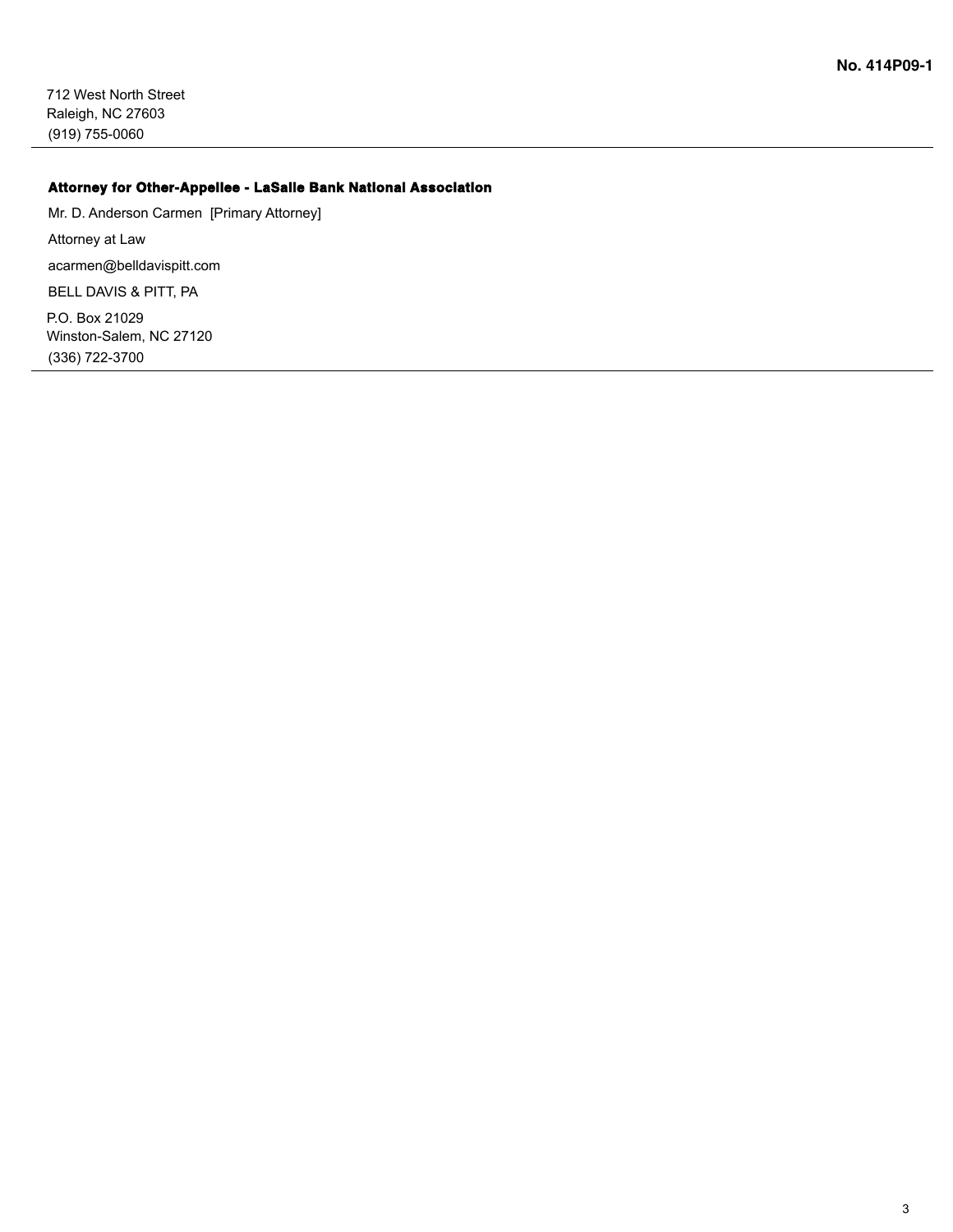712 West North Street
Raleigh, NC 27603
(919) 755-0060

---

**Attorney for Other-Appellee - LaSalle Bank National Association**

Mr. D. Anderson Carmen [Primary Attorney]

Attorney at Law

acarmen@belldavispitt.com

BELL DAVIS & PITT, PA

P.O. Box 21029
Winston-Salem, NC 27120
(336) 722-3700

---